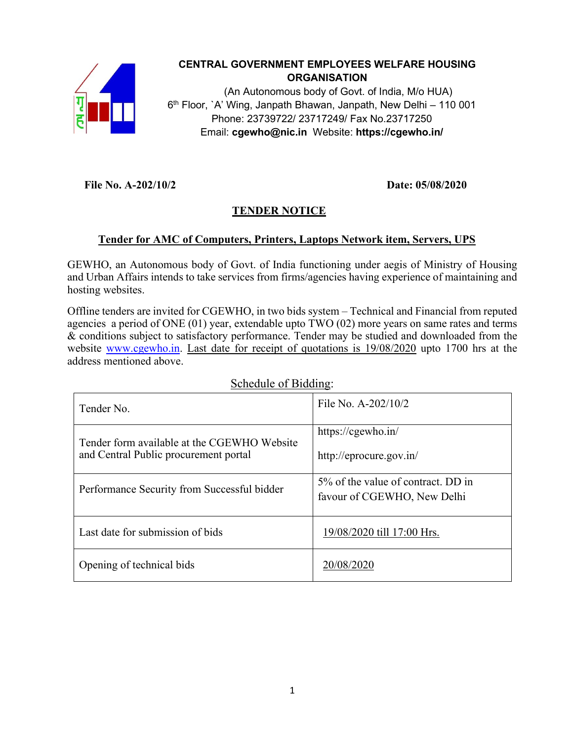**CENTRAL GOVERNMENT EMPLOYEES WELFARE HOUSING ORGANISATION**

(An Autonomous body of Govt. of India, M/o HUA)
6th Floor, `A' Wing, Janpath Bhawan, Janpath, New Delhi – 110 001
Phone: 23739722/ 23717249/ Fax No.23717250
Email: **cgewho@nic.in** Website: **https://cgewho.in/**

**File No. A-202/10/2** **Date: 05/08/2020**

## TENDER NOTICE

### Tender for AMC of Computers, Printers, Laptops Network item, Servers, UPS

GEWHO, an Autonomous body of Govt. of India functioning under aegis of Ministry of Housing and Urban Affairs intends to take services from firms/agencies having experience of maintaining and hosting websites.

Offline tenders are invited for CGEWHO, in two bids system – Technical and Financial from reputed agencies a period of ONE (01) year, extendable upto TWO (02) more years on same rates and terms & conditions subject to satisfactory performance. Tender may be studied and downloaded from the website www.cgewho.in. Last date for receipt of quotations is 19/08/2020 upto 1700 hrs at the address mentioned above.

Schedule of Bidding:

| | |
|---|---|
| Tender No. | File No. A-202/10/2 |
| Tender form available at the CGEWHO Website and Central Public procurement portal | https://cgewho.in/<br>http://eprocure.gov.in/ |
| Performance Security from Successful bidder | 5% of the value of contract. DD in favour of CGEWHO, New Delhi |
| Last date for submission of bids | 19/08/2020 till 17:00 Hrs. |
| Opening of technical bids | 20/08/2020 |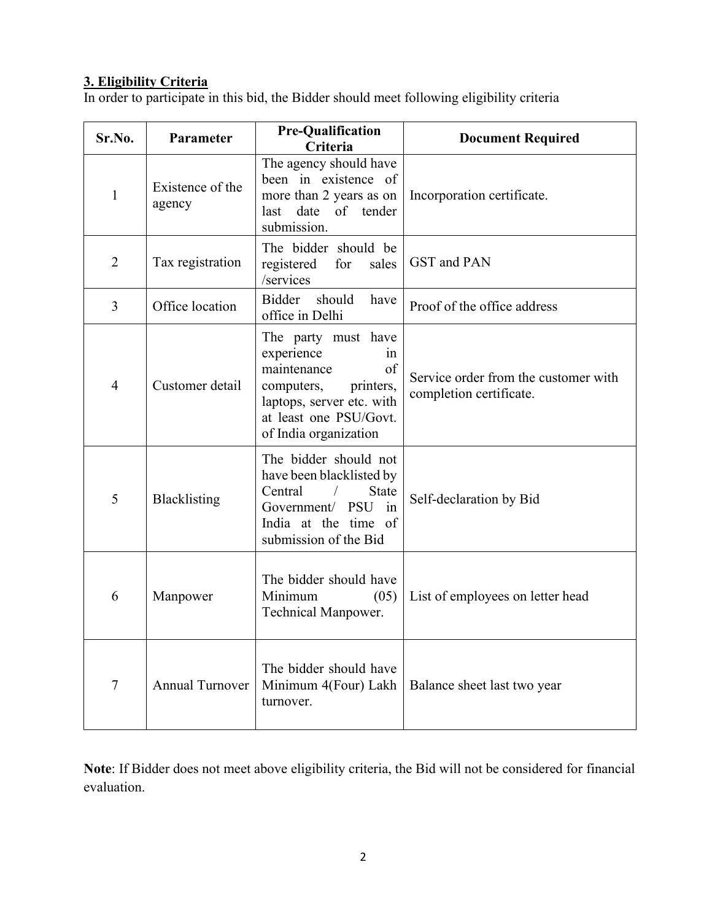**3. Eligibility Criteria**

In order to participate in this bid, the Bidder should meet following eligibility criteria

| Sr.No. | Parameter | Pre-Qualification Criteria | Document Required |
|---|---|---|---|
| 1 | Existence of the agency | The agency should have been in existence of more than 2 years as on last date of tender submission. | Incorporation certificate. |
| 2 | Tax registration | The bidder should be registered for sales /services | GST and PAN |
| 3 | Office location | Bidder should have office in Delhi | Proof of the office address |
| 4 | Customer detail | The party must have experience in maintenance of computers, printers, laptops, server etc. with at least one PSU/Govt. of India organization | Service order from the customer with completion certificate. |
| 5 | Blacklisting | The bidder should not have been blacklisted by Central / State Government/ PSU in India at the time of submission of the Bid | Self-declaration by Bid |
| 6 | Manpower | The bidder should have Minimum (05) Technical Manpower. | List of employees on letter head |
| 7 | Annual Turnover | The bidder should have Minimum 4(Four) Lakh turnover. | Balance sheet last two year |

**Note**: If Bidder does not meet above eligibility criteria, the Bid will not be considered for financial evaluation.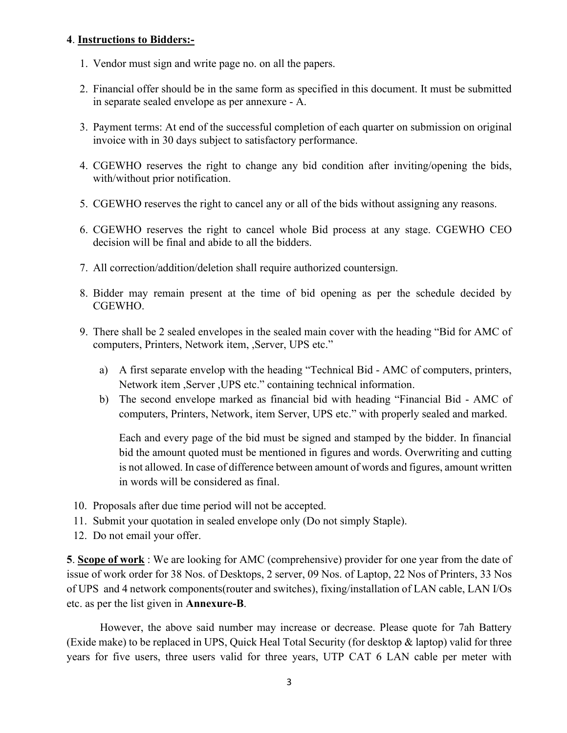**4**. **Instructions to Bidders:-**

1. Vendor must sign and write page no. on all the papers.
2. Financial offer should be in the same form as specified in this document. It must be submitted in separate sealed envelope as per annexure - A.
3. Payment terms: At end of the successful completion of each quarter on submission on original invoice with in 30 days subject to satisfactory performance.
4. CGEWHO reserves the right to change any bid condition after inviting/opening the bids, with/without prior notification.
5. CGEWHO reserves the right to cancel any or all of the bids without assigning any reasons.
6. CGEWHO reserves the right to cancel whole Bid process at any stage. CGEWHO CEO decision will be final and abide to all the bidders.
7. All correction/addition/deletion shall require authorized countersign.
8. Bidder may remain present at the time of bid opening as per the schedule decided by CGEWHO.
9. There shall be 2 sealed envelopes in the sealed main cover with the heading "Bid for AMC of computers, Printers, Network item, ,Server, UPS etc."

   a) A first separate envelop with the heading "Technical Bid - AMC of computers, printers, Network item ,Server ,UPS etc." containing technical information.

   b) The second envelope marked as financial bid with heading "Financial Bid - AMC of computers, Printers, Network, item Server, UPS etc." with properly sealed and marked.

   Each and every page of the bid must be signed and stamped by the bidder. In financial bid the amount quoted must be mentioned in figures and words. Overwriting and cutting is not allowed. In case of difference between amount of words and figures, amount written in words will be considered as final.

10. Proposals after due time period will not be accepted.
11. Submit your quotation in sealed envelope only (Do not simply Staple).
12. Do not email your offer.

**5**. **Scope of work** : We are looking for AMC (comprehensive) provider for one year from the date of issue of work order for 38 Nos. of Desktops, 2 server, 09 Nos. of Laptop, 22 Nos of Printers, 33 Nos of UPS and 4 network components(router and switches), fixing/installation of LAN cable, LAN I/Os etc. as per the list given in **Annexure-B**.

However, the above said number may increase or decrease. Please quote for 7ah Battery (Exide make) to be replaced in UPS, Quick Heal Total Security (for desktop & laptop) valid for three years for five users, three users valid for three years, UTP CAT 6 LAN cable per meter with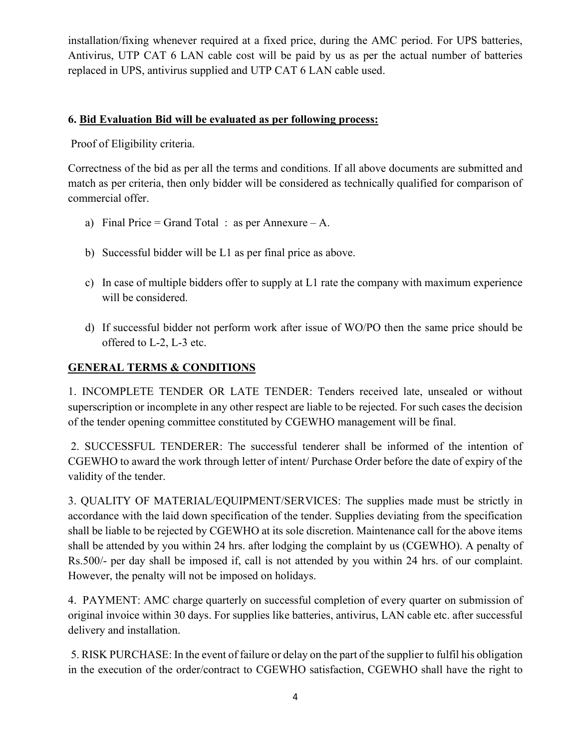installation/fixing whenever required at a fixed price, during the AMC period. For UPS batteries, Antivirus, UTP CAT 6 LAN cable cost will be paid by us as per the actual number of batteries replaced in UPS, antivirus supplied and UTP CAT 6 LAN cable used.

**6. <u>Bid Evaluation Bid will be evaluated as per following process:</u>**

Proof of Eligibility criteria.

Correctness of the bid as per all the terms and conditions. If all above documents are submitted and match as per criteria, then only bidder will be considered as technically qualified for comparison of commercial offer.

a) Final Price = Grand Total : as per Annexure – A.

b) Successful bidder will be L1 as per final price as above.

c) In case of multiple bidders offer to supply at L1 rate the company with maximum experience will be considered.

d) If successful bidder not perform work after issue of WO/PO then the same price should be offered to L-2, L-3 etc.

## <u>GENERAL TERMS & CONDITIONS</u>

1. INCOMPLETE TENDER OR LATE TENDER: Tenders received late, unsealed or without superscription or incomplete in any other respect are liable to be rejected. For such cases the decision of the tender opening committee constituted by CGEWHO management will be final.

2. SUCCESSFUL TENDERER: The successful tenderer shall be informed of the intention of CGEWHO to award the work through letter of intent/ Purchase Order before the date of expiry of the validity of the tender.

3. QUALITY OF MATERIAL/EQUIPMENT/SERVICES: The supplies made must be strictly in accordance with the laid down specification of the tender. Supplies deviating from the specification shall be liable to be rejected by CGEWHO at its sole discretion. Maintenance call for the above items shall be attended by you within 24 hrs. after lodging the complaint by us (CGEWHO). A penalty of Rs.500/- per day shall be imposed if, call is not attended by you within 24 hrs. of our complaint. However, the penalty will not be imposed on holidays.

4. PAYMENT: AMC charge quarterly on successful completion of every quarter on submission of original invoice within 30 days. For supplies like batteries, antivirus, LAN cable etc. after successful delivery and installation.

5. RISK PURCHASE: In the event of failure or delay on the part of the supplier to fulfil his obligation in the execution of the order/contract to CGEWHO satisfaction, CGEWHO shall have the right to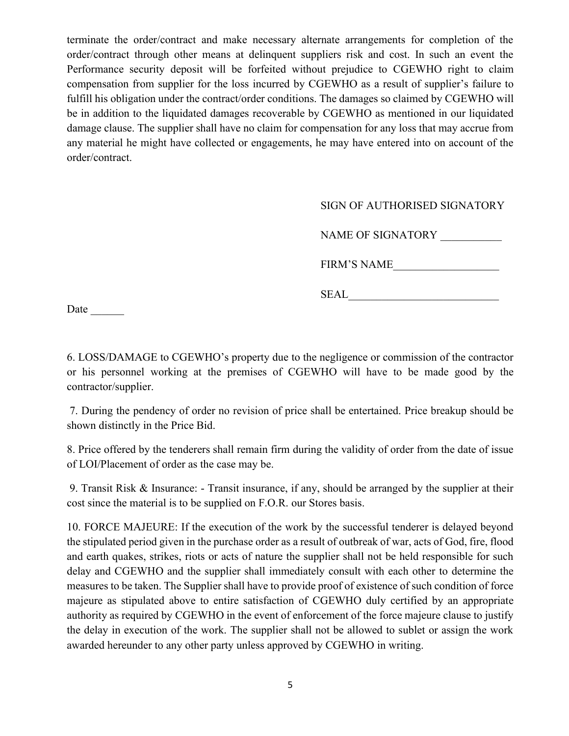terminate the order/contract and make necessary alternate arrangements for completion of the order/contract through other means at delinquent suppliers risk and cost. In such an event the Performance security deposit will be forfeited without prejudice to CGEWHO right to claim compensation from supplier for the loss incurred by CGEWHO as a result of supplier's failure to fulfill his obligation under the contract/order conditions. The damages so claimed by CGEWHO will be in addition to the liquidated damages recoverable by CGEWHO as mentioned in our liquidated damage clause. The supplier shall have no claim for compensation for any loss that may accrue from any material he might have collected or engagements, he may have entered into on account of the order/contract.

SIGN OF AUTHORISED SIGNATORY

NAME OF SIGNATORY ___________

FIRM'S NAME___________________

SEAL___________________________

Date ______

6. LOSS/DAMAGE to CGEWHO's property due to the negligence or commission of the contractor or his personnel working at the premises of CGEWHO will have to be made good by the contractor/supplier.

7. During the pendency of order no revision of price shall be entertained. Price breakup should be shown distinctly in the Price Bid.

8. Price offered by the tenderers shall remain firm during the validity of order from the date of issue of LOI/Placement of order as the case may be.

9. Transit Risk & Insurance: - Transit insurance, if any, should be arranged by the supplier at their cost since the material is to be supplied on F.O.R. our Stores basis.

10. FORCE MAJEURE: If the execution of the work by the successful tenderer is delayed beyond the stipulated period given in the purchase order as a result of outbreak of war, acts of God, fire, flood and earth quakes, strikes, riots or acts of nature the supplier shall not be held responsible for such delay and CGEWHO and the supplier shall immediately consult with each other to determine the measures to be taken. The Supplier shall have to provide proof of existence of such condition of force majeure as stipulated above to entire satisfaction of CGEWHO duly certified by an appropriate authority as required by CGEWHO in the event of enforcement of the force majeure clause to justify the delay in execution of the work. The supplier shall not be allowed to sublet or assign the work awarded hereunder to any other party unless approved by CGEWHO in writing.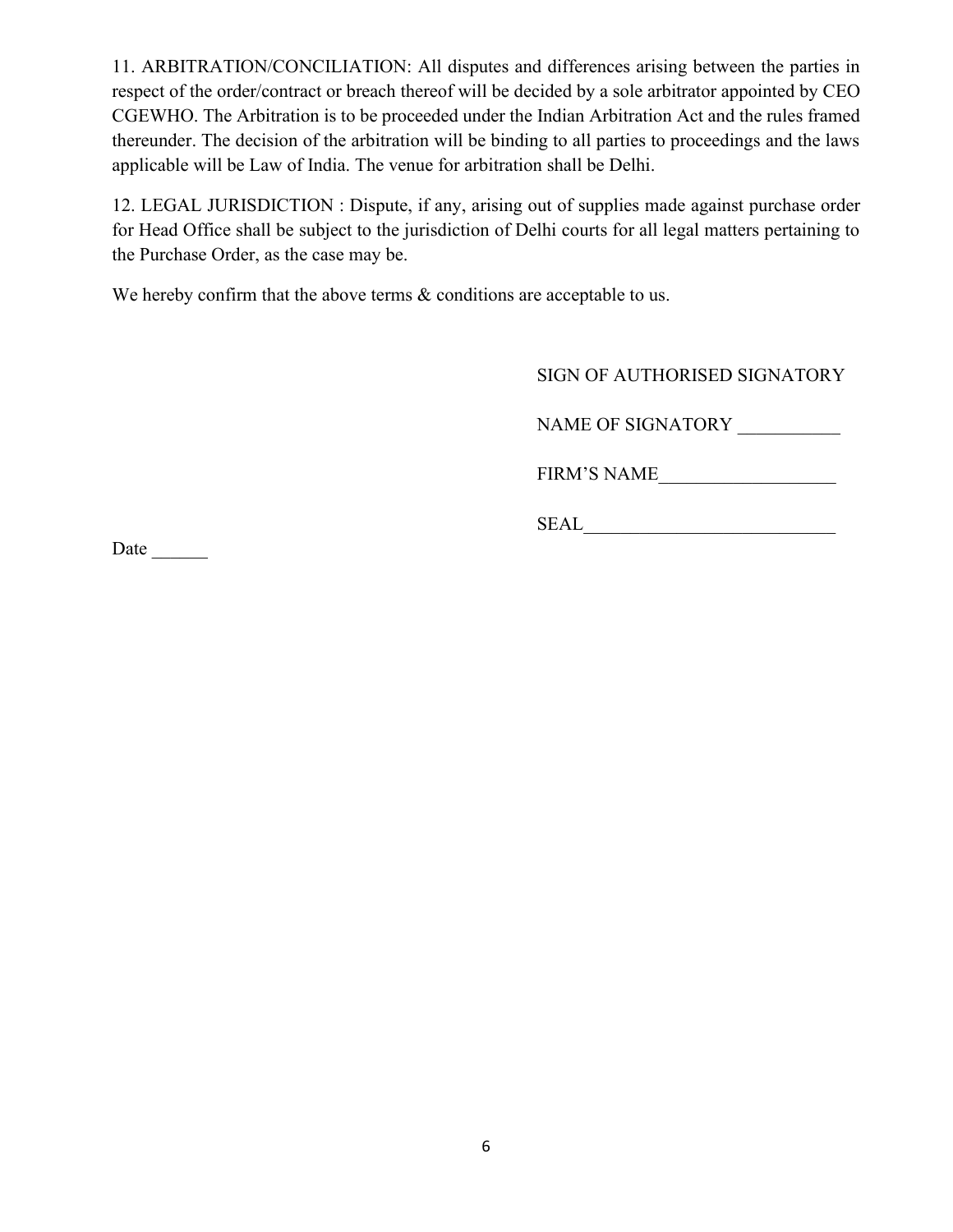11. ARBITRATION/CONCILIATION: All disputes and differences arising between the parties in respect of the order/contract or breach thereof will be decided by a sole arbitrator appointed by CEO CGEWHO. The Arbitration is to be proceeded under the Indian Arbitration Act and the rules framed thereunder. The decision of the arbitration will be binding to all parties to proceedings and the laws applicable will be Law of India. The venue for arbitration shall be Delhi.

12. LEGAL JURISDICTION : Dispute, if any, arising out of supplies made against purchase order for Head Office shall be subject to the jurisdiction of Delhi courts for all legal matters pertaining to the Purchase Order, as the case may be.

We hereby confirm that the above terms & conditions are acceptable to us.

SIGN OF AUTHORISED SIGNATORY

NAME OF SIGNATORY ___________

FIRM'S NAME___________________

SEAL___________________________

Date ______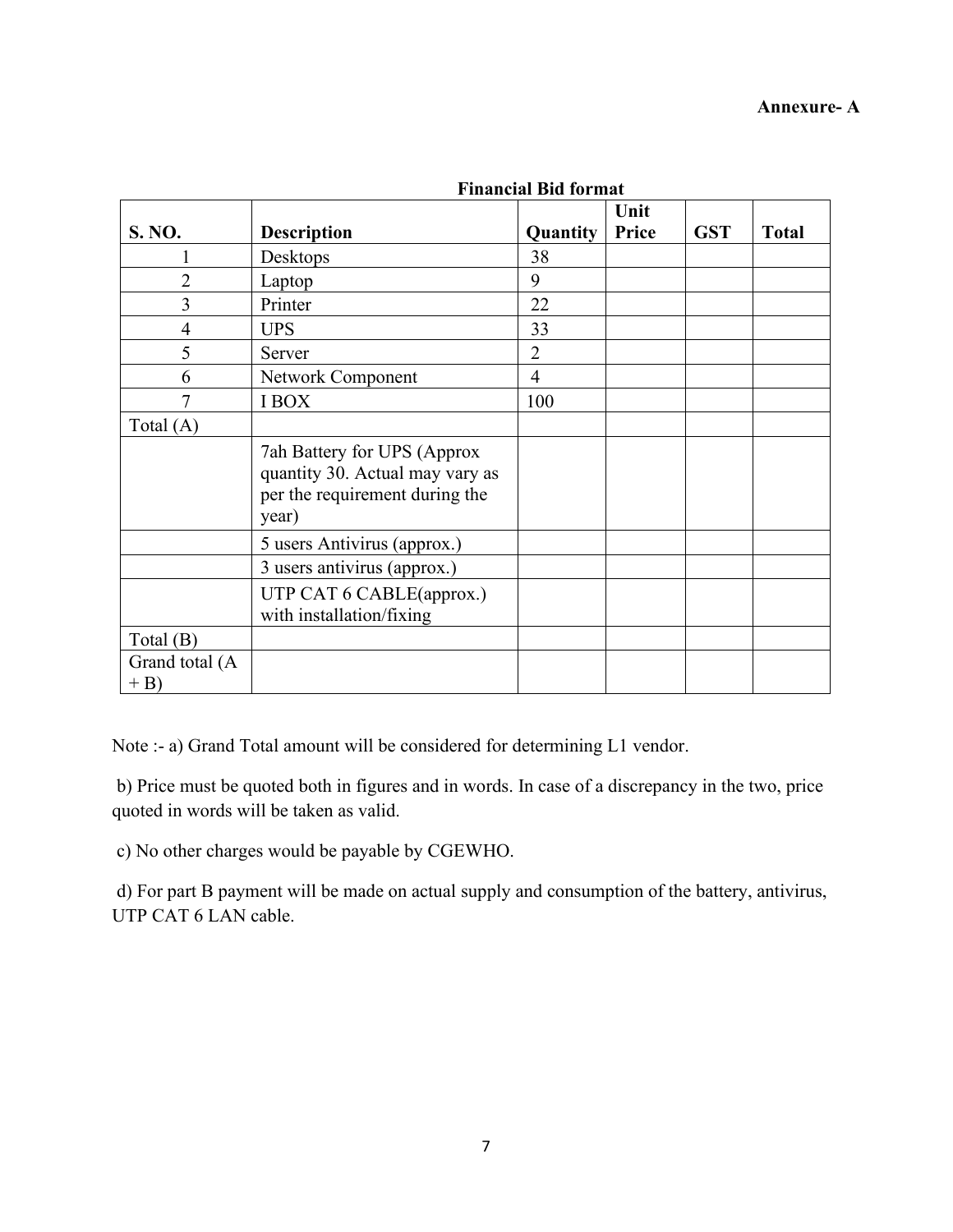**Annexure- A**

**Financial Bid format**

| S. NO. | Description | Quantity | Unit Price | GST | Total |
|---|---|---|---|---|---|
| 1 | Desktops | 38 | | | |
| 2 | Laptop | 9 | | | |
| 3 | Printer | 22 | | | |
| 4 | UPS | 33 | | | |
| 5 | Server | 2 | | | |
| 6 | Network Component | 4 | | | |
| 7 | I BOX | 100 | | | |
| Total (A) | | | | | |
| | 7ah Battery for UPS (Approx quantity 30. Actual may vary as per the requirement during the year) | | | | |
| | 5 users Antivirus (approx.) | | | | |
| | 3 users antivirus (approx.) | | | | |
| | UTP CAT 6 CABLE(approx.) with installation/fixing | | | | |
| Total (B) | | | | | |
| Grand total (A + B) | | | | | |

Note :- a) Grand Total amount will be considered for determining L1 vendor.

b) Price must be quoted both in figures and in words. In case of a discrepancy in the two, price quoted in words will be taken as valid.

c) No other charges would be payable by CGEWHO.

d) For part B payment will be made on actual supply and consumption of the battery, antivirus, UTP CAT 6 LAN cable.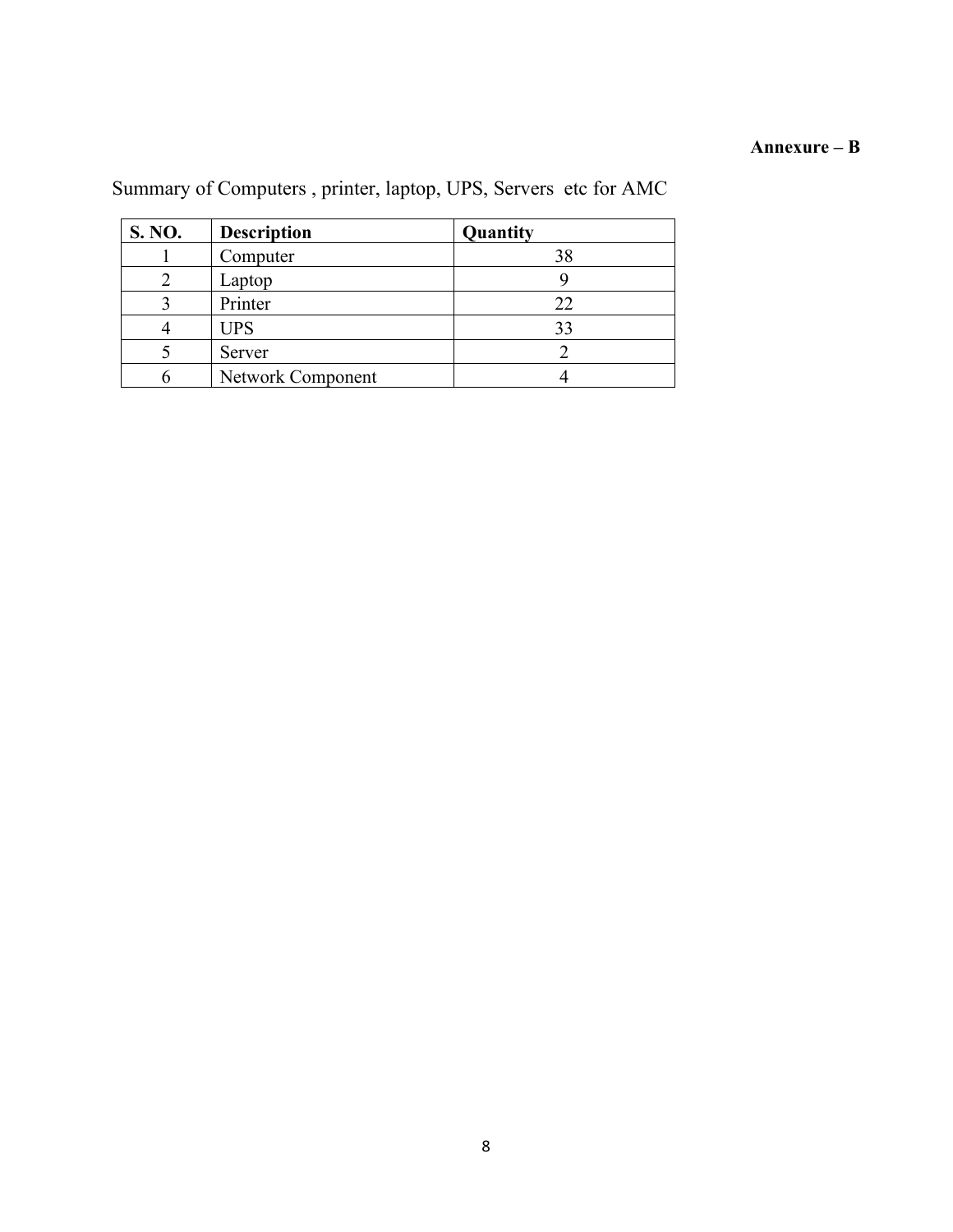**Annexure – B**

Summary of Computers , printer, laptop, UPS, Servers etc for AMC

| S. NO. | Description | Quantity |
|---|---|---|
| 1 | Computer | 38 |
| 2 | Laptop | 9 |
| 3 | Printer | 22 |
| 4 | UPS | 33 |
| 5 | Server | 2 |
| 6 | Network Component | 4 |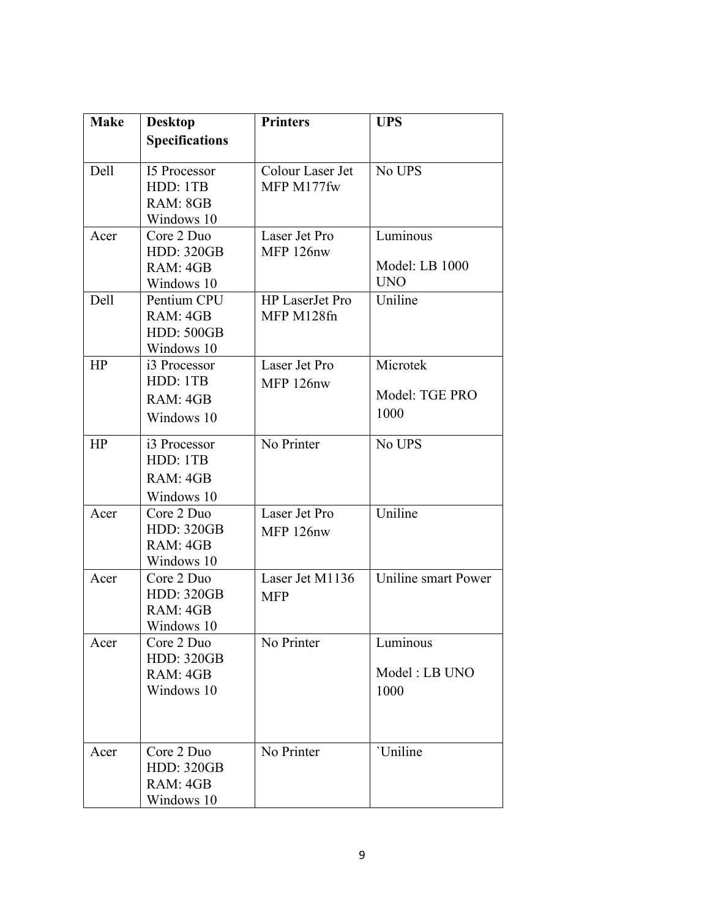| Make | Desktop Specifications | Printers | UPS |
|---|---|---|---|
| Dell | I5 Processor<br>HDD: 1TB<br>RAM: 8GB<br>Windows 10 | Colour Laser Jet MFP M177fw | No UPS |
| Acer | Core 2 Duo<br>HDD: 320GB<br>RAM: 4GB<br>Windows 10 | Laser Jet Pro MFP 126nw | Luminous<br><br>Model: LB 1000 UNO |
| Dell | Pentium CPU<br>RAM: 4GB<br>HDD: 500GB<br>Windows 10 | HP LaserJet Pro MFP M128fn | Uniline |
| HP | i3 Processor<br>HDD: 1TB<br>RAM: 4GB<br>Windows 10 | Laser Jet Pro MFP 126nw | Microtek<br><br>Model: TGE PRO 1000 |
| HP | i3 Processor<br>HDD: 1TB<br>RAM: 4GB<br>Windows 10 | No Printer | No UPS |
| Acer | Core 2 Duo<br>HDD: 320GB<br>RAM: 4GB<br>Windows 10 | Laser Jet Pro MFP 126nw | Uniline |
| Acer | Core 2 Duo<br>HDD: 320GB<br>RAM: 4GB<br>Windows 10 | Laser Jet M1136 MFP | Uniline smart Power |
| Acer | Core 2 Duo<br>HDD: 320GB<br>RAM: 4GB<br>Windows 10 | No Printer | Luminous<br><br>Model : LB UNO 1000 |
| Acer | Core 2 Duo<br>HDD: 320GB<br>RAM: 4GB<br>Windows 10 | No Printer | `Uniline |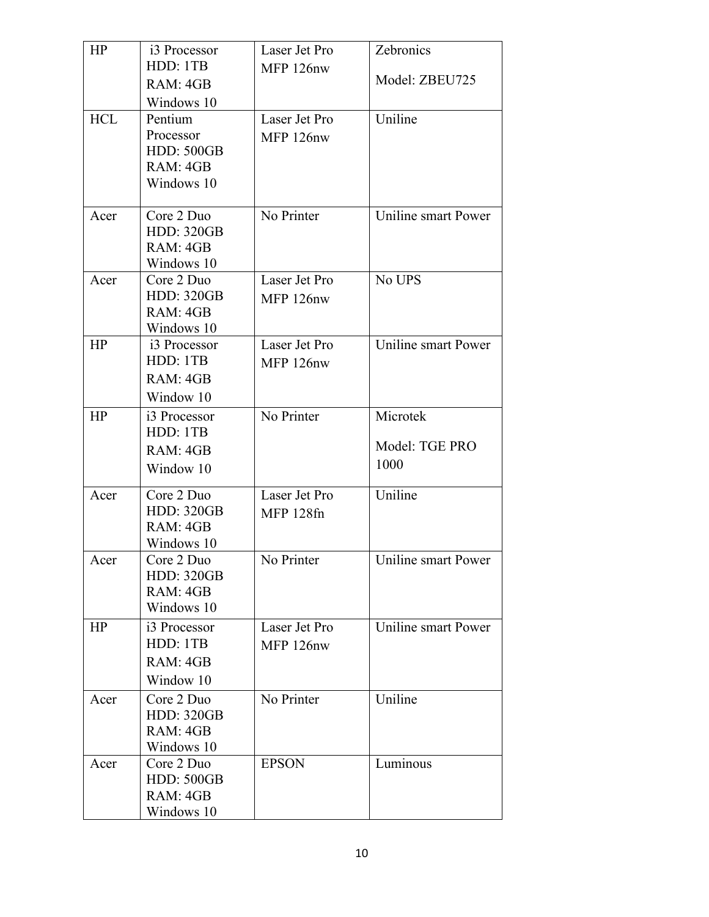| HP | i3 Processor HDD: 1TB RAM: 4GB Windows 10 | Laser Jet Pro MFP 126nw | Zebronics Model: ZBEU725 |
|---|---|---|---|
| HCL | Pentium Processor HDD: 500GB RAM: 4GB Windows 10 | Laser Jet Pro MFP 126nw | Uniline |
| Acer | Core 2 Duo HDD: 320GB RAM: 4GB Windows 10 | No Printer | Uniline smart Power |
| Acer | Core 2 Duo HDD: 320GB RAM: 4GB Windows 10 | Laser Jet Pro MFP 126nw | No UPS |
| HP | i3 Processor HDD: 1TB RAM: 4GB Window 10 | Laser Jet Pro MFP 126nw | Uniline smart Power |
| HP | i3 Processor HDD: 1TB RAM: 4GB Window 10 | No Printer | Microtek Model: TGE PRO 1000 |
| Acer | Core 2 Duo HDD: 320GB RAM: 4GB Windows 10 | Laser Jet Pro MFP 128fn | Uniline |
| Acer | Core 2 Duo HDD: 320GB RAM: 4GB Windows 10 | No Printer | Uniline smart Power |
| HP | i3 Processor HDD: 1TB RAM: 4GB Window 10 | Laser Jet Pro MFP 126nw | Uniline smart Power |
| Acer | Core 2 Duo HDD: 320GB RAM: 4GB Windows 10 | No Printer | Uniline |
| Acer | Core 2 Duo HDD: 500GB RAM: 4GB Windows 10 | EPSON | Luminous |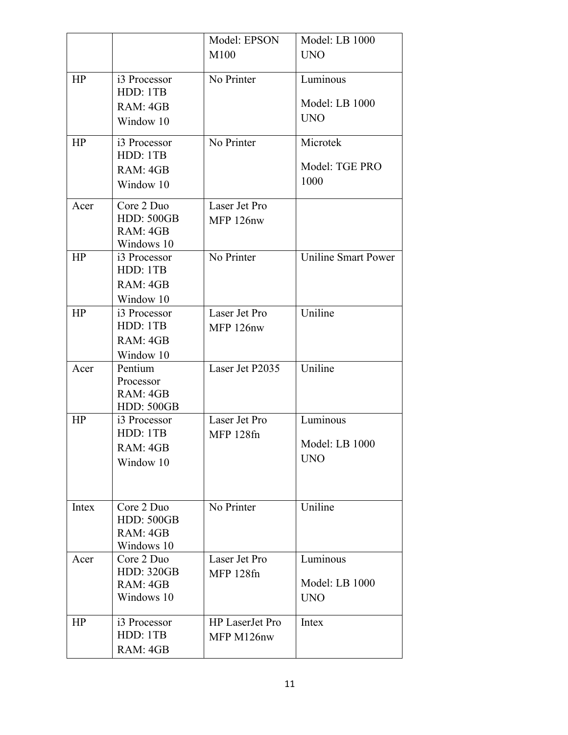| | | | |
|---|---|---|---|
| | | Model: EPSON M100 | Model: LB 1000 UNO |
| HP | i3 Processor HDD: 1TB RAM: 4GB Window 10 | No Printer | Luminous Model: LB 1000 UNO |
| HP | i3 Processor HDD: 1TB RAM: 4GB Window 10 | No Printer | Microtek Model: TGE PRO 1000 |
| Acer | Core 2 Duo HDD: 500GB RAM: 4GB Windows 10 | Laser Jet Pro MFP 126nw | |
| HP | i3 Processor HDD: 1TB RAM: 4GB Window 10 | No Printer | Uniline Smart Power |
| HP | i3 Processor HDD: 1TB RAM: 4GB Window 10 | Laser Jet Pro MFP 126nw | Uniline |
| Acer | Pentium Processor RAM: 4GB HDD: 500GB | Laser Jet P2035 | Uniline |
| HP | i3 Processor HDD: 1TB RAM: 4GB Window 10 | Laser Jet Pro MFP 128fn | Luminous Model: LB 1000 UNO |
| Intex | Core 2 Duo HDD: 500GB RAM: 4GB Windows 10 | No Printer | Uniline |
| Acer | Core 2 Duo HDD: 320GB RAM: 4GB Windows 10 | Laser Jet Pro MFP 128fn | Luminous Model: LB 1000 UNO |
| HP | i3 Processor HDD: 1TB RAM: 4GB | HP LaserJet Pro MFP M126nw | Intex |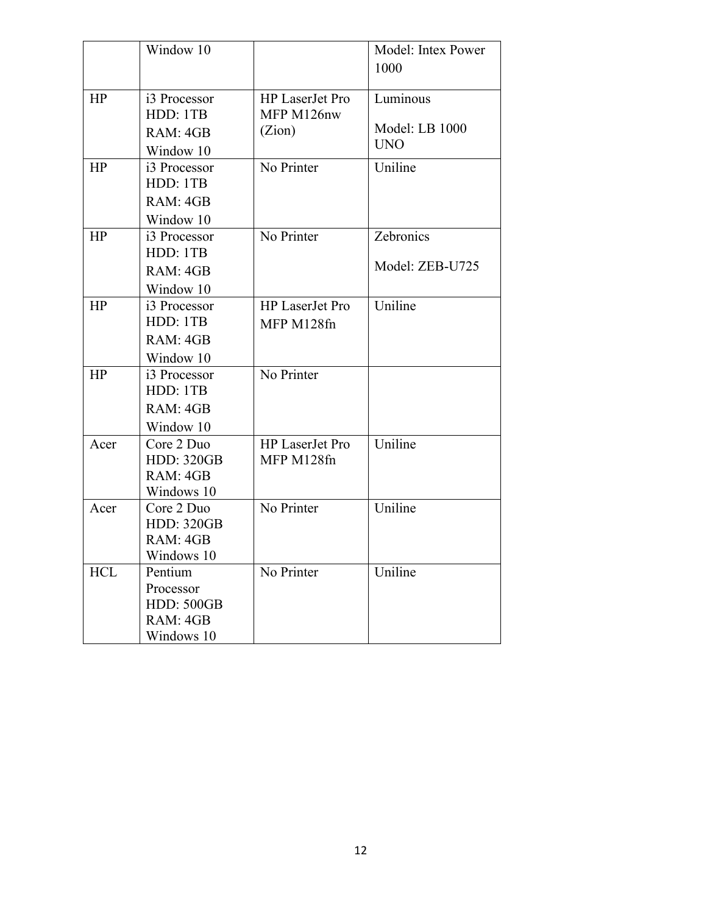| | | | |
|---|---|---|---|
| | Window 10 | | Model: Intex Power 1000 |
| HP | i3 Processor<br>HDD: 1TB<br>RAM: 4GB<br>Window 10 | HP LaserJet Pro MFP M126nw (Zion) | Luminous<br><br>Model: LB 1000 UNO |
| HP | i3 Processor<br>HDD: 1TB<br>RAM: 4GB<br>Window 10 | No Printer | Uniline |
| HP | i3 Processor<br>HDD: 1TB<br>RAM: 4GB<br>Window 10 | No Printer | Zebronics<br><br>Model: ZEB-U725 |
| HP | i3 Processor<br>HDD: 1TB<br>RAM: 4GB<br>Window 10 | HP LaserJet Pro MFP M128fn | Uniline |
| HP | i3 Processor<br>HDD: 1TB<br>RAM: 4GB<br>Window 10 | No Printer | |
| Acer | Core 2 Duo<br>HDD: 320GB<br>RAM: 4GB<br>Windows 10 | HP LaserJet Pro MFP M128fn | Uniline |
| Acer | Core 2 Duo<br>HDD: 320GB<br>RAM: 4GB<br>Windows 10 | No Printer | Uniline |
| HCL | Pentium Processor<br>HDD: 500GB<br>RAM: 4GB<br>Windows 10 | No Printer | Uniline |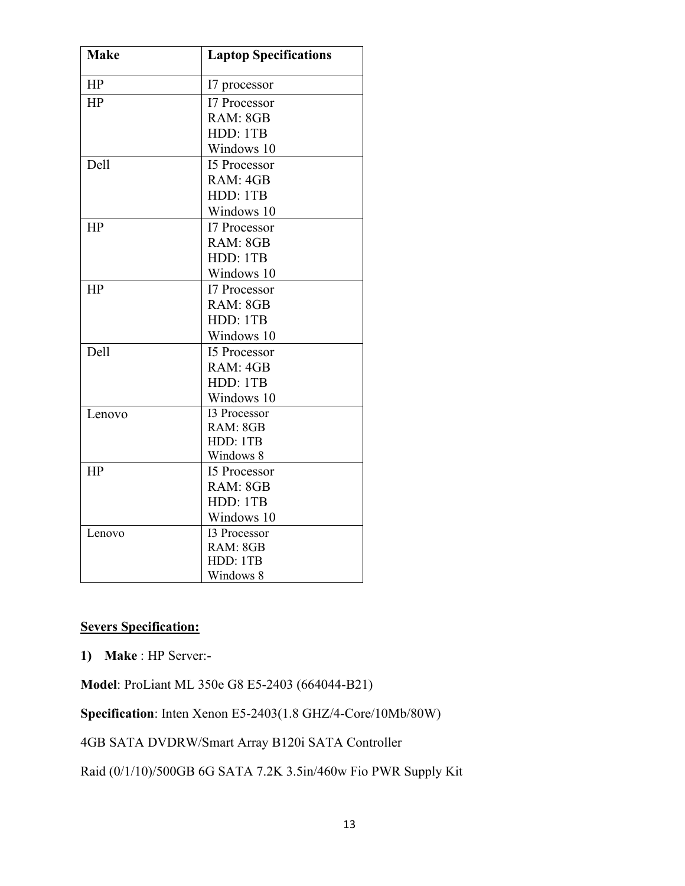| Make | Laptop Specifications |
| --- | --- |
| HP | I7 processor |
| HP | I7 Processor<br>RAM: 8GB<br>HDD: 1TB<br>Windows 10 |
| Dell | I5 Processor<br>RAM: 4GB<br>HDD: 1TB<br>Windows 10 |
| HP | I7 Processor<br>RAM: 8GB<br>HDD: 1TB<br>Windows 10 |
| HP | I7 Processor<br>RAM: 8GB<br>HDD: 1TB<br>Windows 10 |
| Dell | I5 Processor<br>RAM: 4GB<br>HDD: 1TB<br>Windows 10 |
| Lenovo | I3 Processor<br>RAM: 8GB<br>HDD: 1TB<br>Windows 8 |
| HP | I5 Processor<br>RAM: 8GB<br>HDD: 1TB<br>Windows 10 |
| Lenovo | I3 Processor<br>RAM: 8GB<br>HDD: 1TB<br>Windows 8 |

**<u>Severs Specification:</u>**

1) **Make** : HP Server:-

**Model**: ProLiant ML 350e G8 E5-2403 (664044-B21)

**Specification**: Inten Xenon E5-2403(1.8 GHZ/4-Core/10Mb/80W)

4GB SATA DVDRW/Smart Array B120i SATA Controller

Raid (0/1/10)/500GB 6G SATA 7.2K 3.5in/460w Fio PWR Supply Kit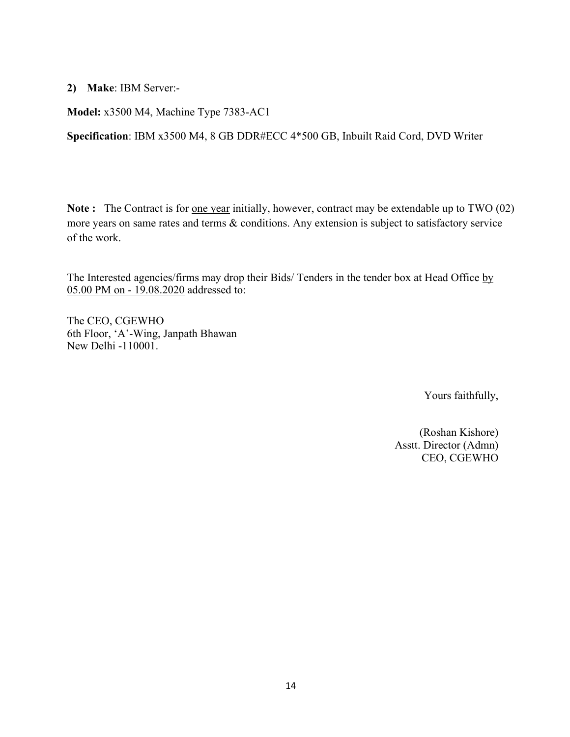**2) Make**: IBM Server:-

**Model:** x3500 M4, Machine Type 7383-AC1

**Specification**: IBM x3500 M4, 8 GB DDR#ECC 4*500 GB, Inbuilt Raid Cord, DVD Writer

**Note :** The Contract is for <u>one year</u> initially, however, contract may be extendable up to TWO (02) more years on same rates and terms & conditions. Any extension is subject to satisfactory service of the work.

The Interested agencies/firms may drop their Bids/ Tenders in the tender box at Head Office <u>by 05.00 PM on - 19.08.2020</u> addressed to:

The CEO, CGEWHO
6th Floor, 'A'-Wing, Janpath Bhawan
New Delhi -110001.

Yours faithfully,

(Roshan Kishore)
Asstt. Director (Admn)
CEO, CGEWHO